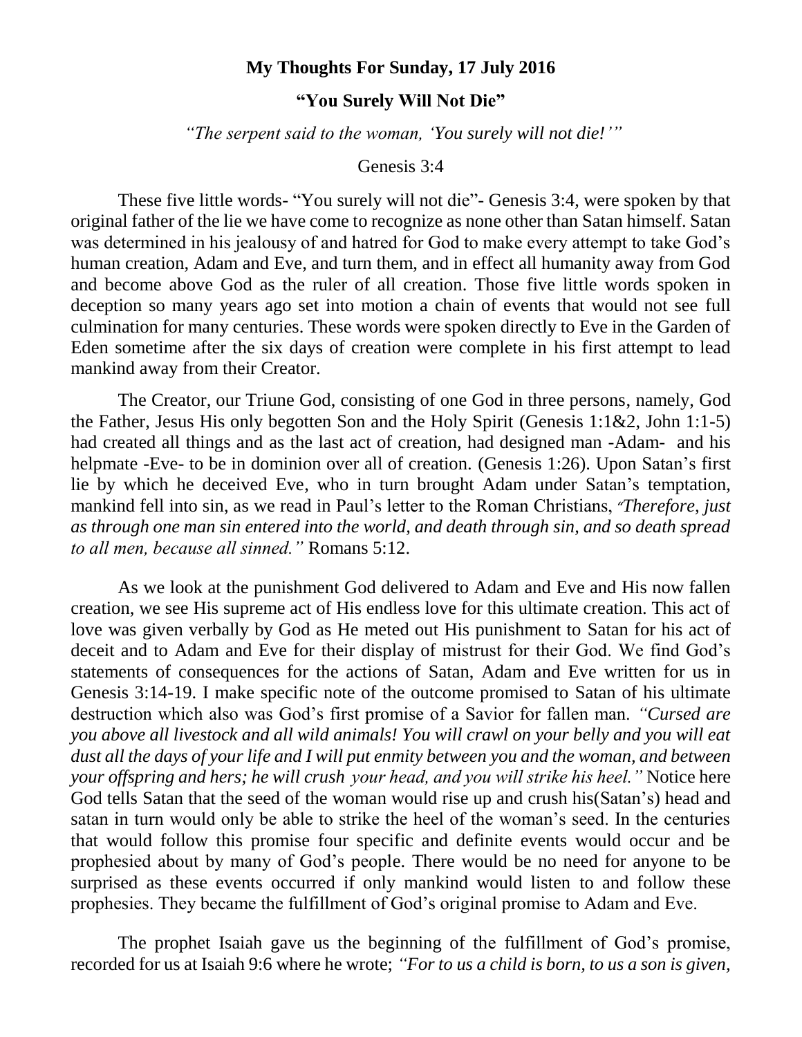**My Thoughts For Sunday, 17 July 2016**

**"You Surely Will Not Die"**

*"The serpent said to the woman, 'You surely will not die!'"*

Genesis 3:4

These five little words- "You surely will not die"- Genesis 3:4, were spoken by that original father of the lie we have come to recognize as none other than Satan himself. Satan was determined in his jealousy of and hatred for God to make every attempt to take God's human creation, Adam and Eve, and turn them, and in effect all humanity away from God and become above God as the ruler of all creation. Those five little words spoken in deception so many years ago set into motion a chain of events that would not see full culmination for many centuries. These words were spoken directly to Eve in the Garden of Eden sometime after the six days of creation were complete in his first attempt to lead mankind away from their Creator.

The Creator, our Triune God, consisting of one God in three persons, namely, God the Father, Jesus His only begotten Son and the Holy Spirit (Genesis 1:1&2, John 1:1-5) had created all things and as the last act of creation, had designed man -Adam- and his helpmate -Eve- to be in dominion over all of creation. (Genesis 1:26). Upon Satan's first lie by which he deceived Eve, who in turn brought Adam under Satan's temptation, mankind fell into sin, as we read in Paul's letter to the Roman Christians, *"Therefore, just as through one man sin entered into the world, and death through sin, and so death spread to all men, because all sinned."* Romans 5:12.

As we look at the punishment God delivered to Adam and Eve and His now fallen creation, we see His supreme act of His endless love for this ultimate creation. This act of love was given verbally by God as He meted out His punishment to Satan for his act of deceit and to Adam and Eve for their display of mistrust for their God. We find God's statements of consequences for the actions of Satan, Adam and Eve written for us in Genesis 3:14-19. I make specific note of the outcome promised to Satan of his ultimate destruction which also was God's first promise of a Savior for fallen man. *"Cursed are you above all livestock and all wild animals! You will crawl on your belly and you will eat dust all the days of your life and I will put enmity between you and the woman, and between your offspring and hers; he will crush your head, and you will strike his heel."* Notice here God tells Satan that the seed of the woman would rise up and crush his(Satan's) head and satan in turn would only be able to strike the heel of the woman's seed. In the centuries that would follow this promise four specific and definite events would occur and be prophesied about by many of God's people. There would be no need for anyone to be surprised as these events occurred if only mankind would listen to and follow these prophesies. They became the fulfillment of God's original promise to Adam and Eve.

The prophet Isaiah gave us the beginning of the fulfillment of God's promise, recorded for us at Isaiah 9:6 where he wrote; *"For to us a child is born, to us a son is given,*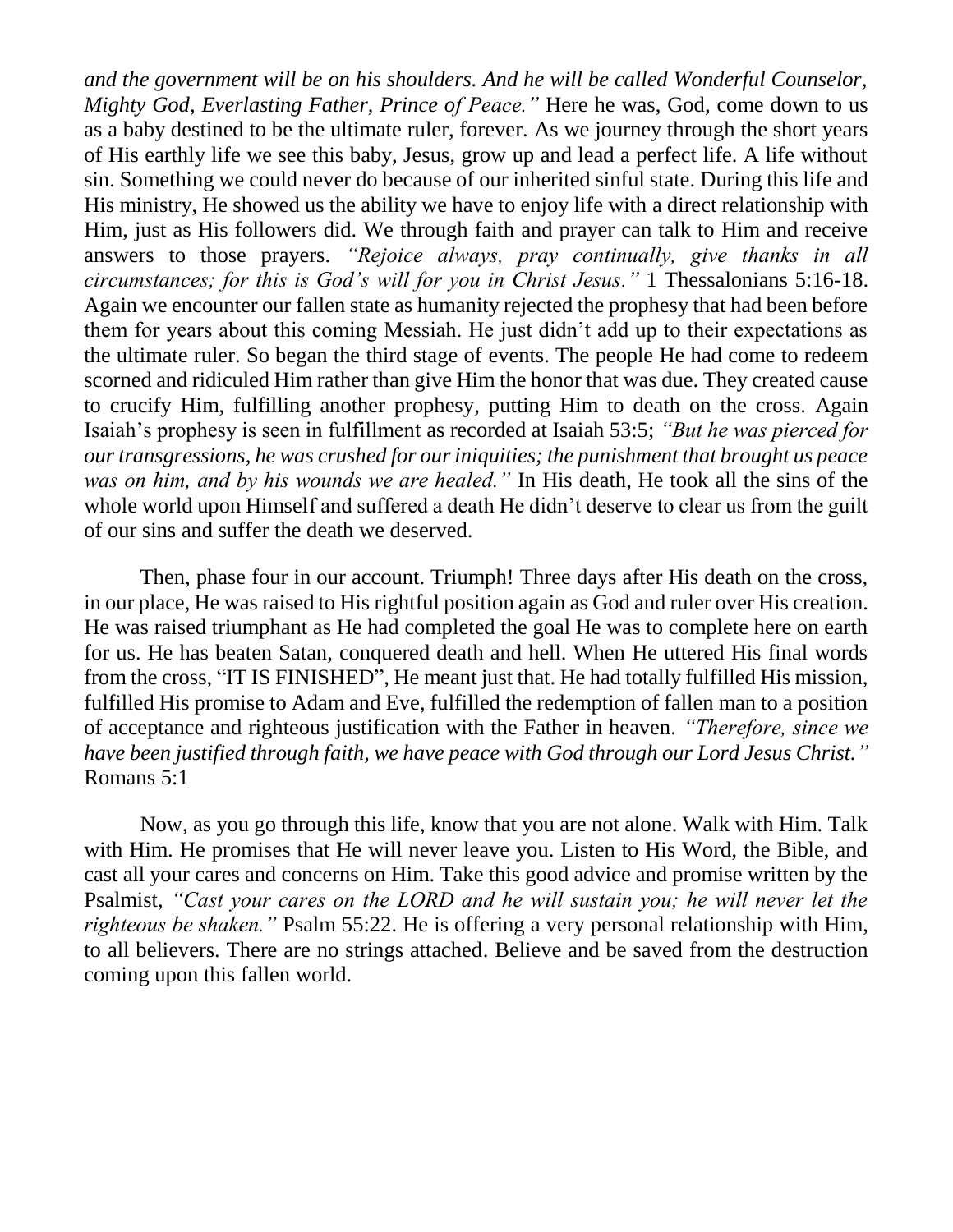*and the government will be on his shoulders. And he will be called Wonderful Counselor, Mighty God, Everlasting Father, Prince of Peace."* Here he was, God, come down to us as a baby destined to be the ultimate ruler, forever. As we journey through the short years of His earthly life we see this baby, Jesus, grow up and lead a perfect life. A life without sin. Something we could never do because of our inherited sinful state. During this life and His ministry, He showed us the ability we have to enjoy life with a direct relationship with Him, just as His followers did. We through faith and prayer can talk to Him and receive answers to those prayers. *"Rejoice always, pray continually, give thanks in all circumstances; for this is God's will for you in Christ Jesus."* 1 Thessalonians 5:16-18. Again we encounter our fallen state as humanity rejected the prophesy that had been before them for years about this coming Messiah. He just didn't add up to their expectations as the ultimate ruler. So began the third stage of events. The people He had come to redeem scorned and ridiculed Him rather than give Him the honor that was due. They created cause to crucify Him, fulfilling another prophesy, putting Him to death on the cross. Again Isaiah's prophesy is seen in fulfillment as recorded at Isaiah 53:5; *"But he was pierced for our transgressions, he was crushed for our iniquities; the punishment that brought us peace was on him, and by his wounds we are healed."* In His death, He took all the sins of the whole world upon Himself and suffered a death He didn't deserve to clear us from the guilt of our sins and suffer the death we deserved.

Then, phase four in our account. Triumph! Three days after His death on the cross, in our place, He was raised to His rightful position again as God and ruler over His creation. He was raised triumphant as He had completed the goal He was to complete here on earth for us. He has beaten Satan, conquered death and hell. When He uttered His final words from the cross, "IT IS FINISHED", He meant just that. He had totally fulfilled His mission, fulfilled His promise to Adam and Eve, fulfilled the redemption of fallen man to a position of acceptance and righteous justification with the Father in heaven. *"Therefore, since we have been justified through faith, we have peace with God through our Lord Jesus Christ."* Romans 5:1

Now, as you go through this life, know that you are not alone. Walk with Him. Talk with Him. He promises that He will never leave you. Listen to His Word, the Bible, and cast all your cares and concerns on Him. Take this good advice and promise written by the Psalmist, *"Cast your cares on the LORD and he will sustain you; he will never let the righteous be shaken."* Psalm 55:22. He is offering a very personal relationship with Him, to all believers. There are no strings attached. Believe and be saved from the destruction coming upon this fallen world.